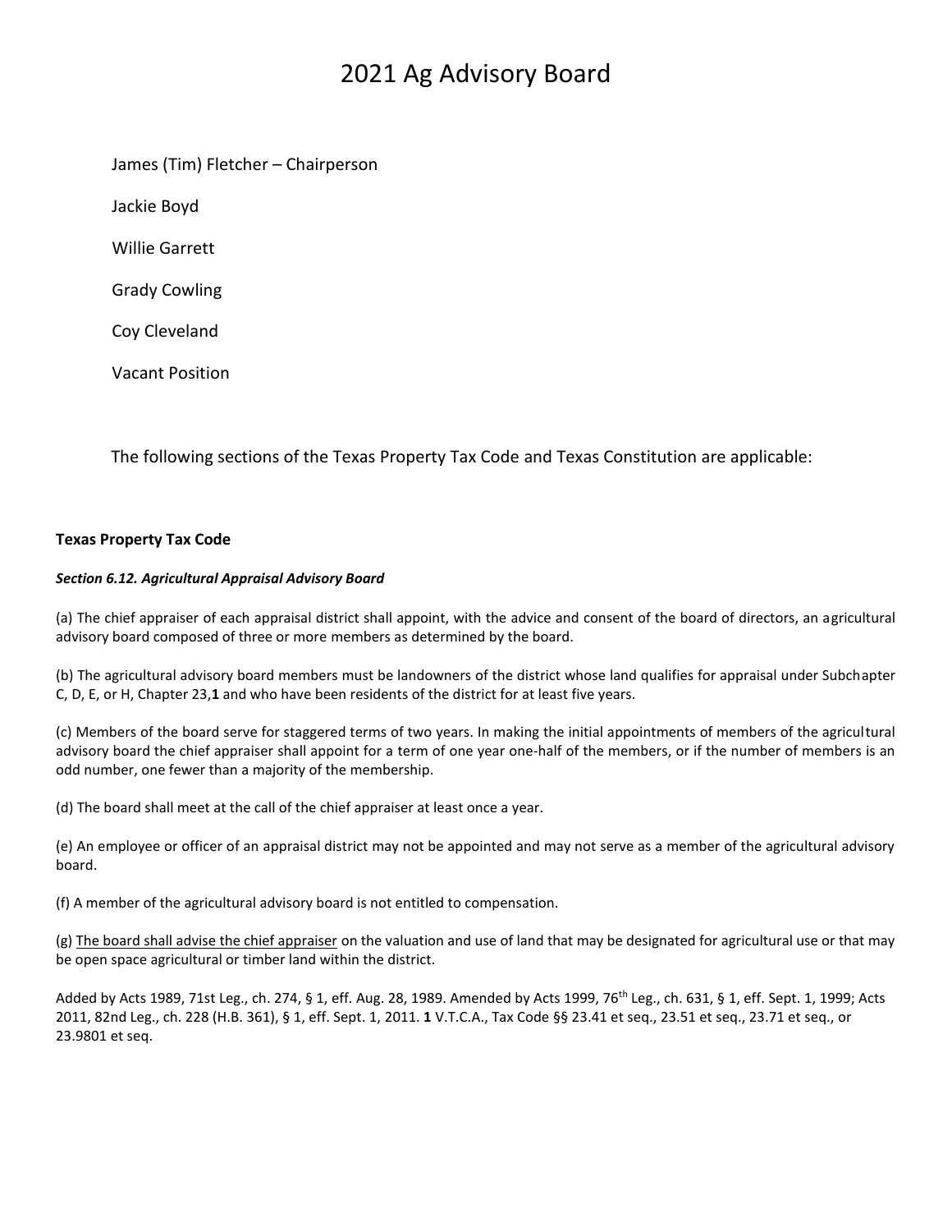# 2021 Ag Advisory Board

James (Tim) Fletcher – Chairperson

Jackie Boyd

Willie Garrett

Grady Cowling

Coy Cleveland

Vacant Position

The following sections of the Texas Property Tax Code and Texas Constitution are applicable:

**Texas Property Tax Code**

***Section 6.12. Agricultural Appraisal Advisory Board***

(a) The chief appraiser of each appraisal district shall appoint, with the advice and consent of the board of directors, an agricultural advisory board composed of three or more members as determined by the board.

(b) The agricultural advisory board members must be landowners of the district whose land qualifies for appraisal under Subchapter C, D, E, or H, Chapter 23,**1** and who have been residents of the district for at least five years.

(c) Members of the board serve for staggered terms of two years. In making the initial appointments of members of the agricultural advisory board the chief appraiser shall appoint for a term of one year one-half of the members, or if the number of members is an odd number, one fewer than a majority of the membership.

(d) The board shall meet at the call of the chief appraiser at least once a year.

(e) An employee or officer of an appraisal district may not be appointed and may not serve as a member of the agricultural advisory board.

(f) A member of the agricultural advisory board is not entitled to compensation.

(g) <u>The board shall advise the chief appraiser</u> on the valuation and use of land that may be designated for agricultural use or that may be open space agricultural or timber land within the district.

Added by Acts 1989, 71st Leg., ch. 274, § 1, eff. Aug. 28, 1989. Amended by Acts 1999, 76th Leg., ch. 631, § 1, eff. Sept. 1, 1999; Acts 2011, 82nd Leg., ch. 228 (H.B. 361), § 1, eff. Sept. 1, 2011. **1** V.T.C.A., Tax Code §§ 23.41 et seq., 23.51 et seq., 23.71 et seq., or 23.9801 et seq.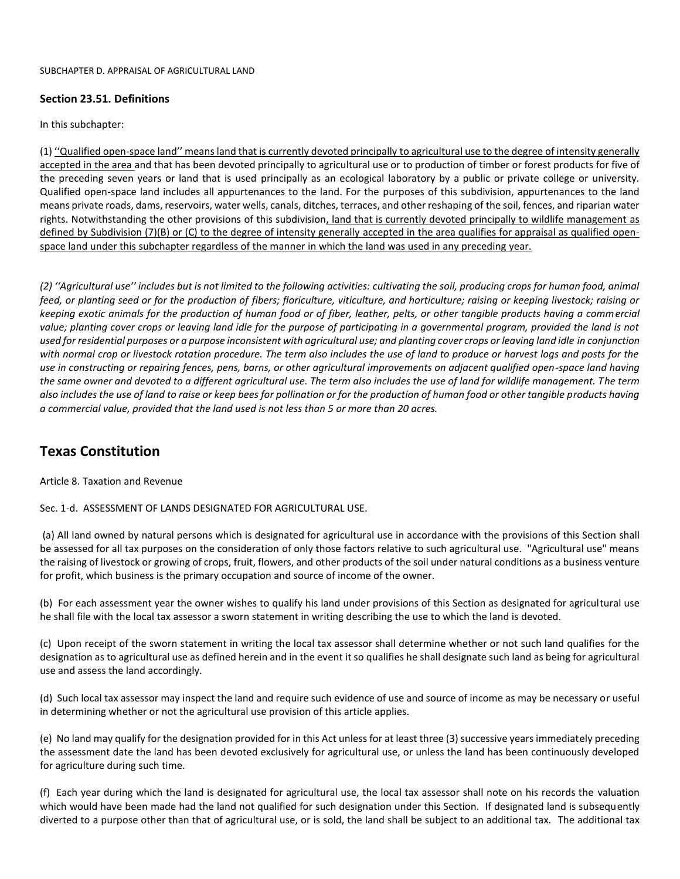SUBCHAPTER D. APPRAISAL OF AGRICULTURAL LAND

**Section 23.51. Definitions**

In this subchapter:

(1) <u>''Qualified open-space land'' means land that is currently devoted principally to agricultural use to the degree of intensity generally accepted in the area</u> and that has been devoted principally to agricultural use or to production of timber or forest products for five of the preceding seven years or land that is used principally as an ecological laboratory by a public or private college or university. Qualified open-space land includes all appurtenances to the land. For the purposes of this subdivision, appurtenances to the land means private roads, dams, reservoirs, water wells, canals, ditches, terraces, and other reshaping of the soil, fences, and riparian water rights. Notwithstanding the other provisions of this subdivision<u>, land that is currently devoted principally to wildlife management as defined by Subdivision (7)(B) or (C) to the degree of intensity generally accepted in the area qualifies for appraisal as qualified open-space land under this subchapter regardless of the manner in which the land was used in any preceding year.</u>

*(2) ''Agricultural use'' includes but is not limited to the following activities: cultivating the soil, producing crops for human food, animal feed, or planting seed or for the production of fibers; floriculture, viticulture, and horticulture; raising or keeping livestock; raising or keeping exotic animals for the production of human food or of fiber, leather, pelts, or other tangible products having a commercial value; planting cover crops or leaving land idle for the purpose of participating in a governmental program, provided the land is not used for residential purposes or a purpose inconsistent with agricultural use; and planting cover crops or leaving land idle in conjunction with normal crop or livestock rotation procedure. The term also includes the use of land to produce or harvest logs and posts for the use in constructing or repairing fences, pens, barns, or other agricultural improvements on adjacent qualified open-space land having the same owner and devoted to a different agricultural use. The term also includes the use of land for wildlife management. The term also includes the use of land to raise or keep bees for pollination or for the production of human food or other tangible products having a commercial value, provided that the land used is not less than 5 or more than 20 acres.*

## Texas Constitution

Article 8. Taxation and Revenue

Sec. 1-d. ASSESSMENT OF LANDS DESIGNATED FOR AGRICULTURAL USE.

(a) All land owned by natural persons which is designated for agricultural use in accordance with the provisions of this Section shall be assessed for all tax purposes on the consideration of only those factors relative to such agricultural use. "Agricultural use" means the raising of livestock or growing of crops, fruit, flowers, and other products of the soil under natural conditions as a business venture for profit, which business is the primary occupation and source of income of the owner.

(b) For each assessment year the owner wishes to qualify his land under provisions of this Section as designated for agricultural use he shall file with the local tax assessor a sworn statement in writing describing the use to which the land is devoted.

(c) Upon receipt of the sworn statement in writing the local tax assessor shall determine whether or not such land qualifies for the designation as to agricultural use as defined herein and in the event it so qualifies he shall designate such land as being for agricultural use and assess the land accordingly.

(d) Such local tax assessor may inspect the land and require such evidence of use and source of income as may be necessary or useful in determining whether or not the agricultural use provision of this article applies.

(e) No land may qualify for the designation provided for in this Act unless for at least three (3) successive years immediately preceding the assessment date the land has been devoted exclusively for agricultural use, or unless the land has been continuously developed for agriculture during such time.

(f) Each year during which the land is designated for agricultural use, the local tax assessor shall note on his records the valuation which would have been made had the land not qualified for such designation under this Section. If designated land is subsequently diverted to a purpose other than that of agricultural use, or is sold, the land shall be subject to an additional tax. The additional tax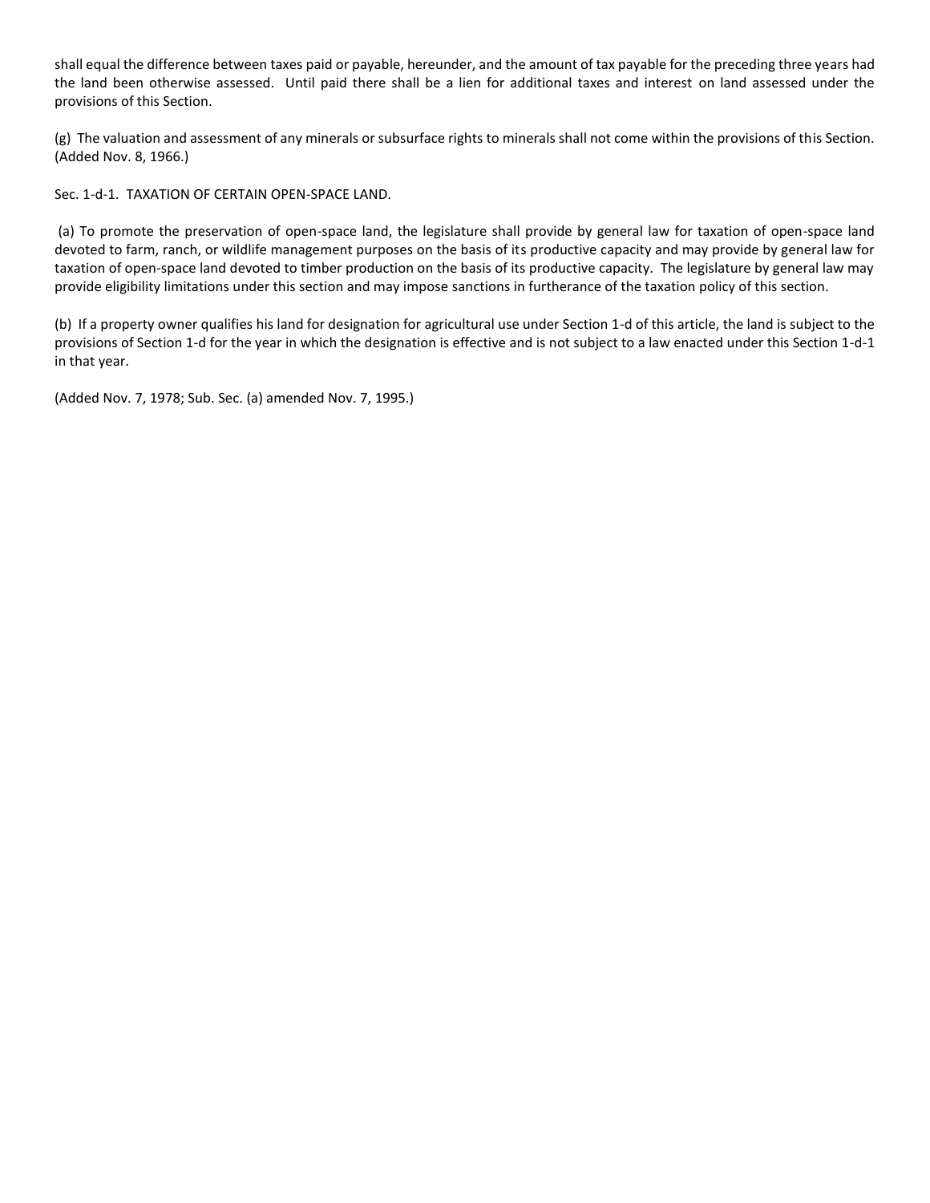shall equal the difference between taxes paid or payable, hereunder, and the amount of tax payable for the preceding three years had the land been otherwise assessed. Until paid there shall be a lien for additional taxes and interest on land assessed under the provisions of this Section.

(g) The valuation and assessment of any minerals or subsurface rights to minerals shall not come within the provisions of this Section. (Added Nov. 8, 1966.)

Sec. 1-d-1. TAXATION OF CERTAIN OPEN-SPACE LAND.

(a) To promote the preservation of open-space land, the legislature shall provide by general law for taxation of open-space land devoted to farm, ranch, or wildlife management purposes on the basis of its productive capacity and may provide by general law for taxation of open-space land devoted to timber production on the basis of its productive capacity. The legislature by general law may provide eligibility limitations under this section and may impose sanctions in furtherance of the taxation policy of this section.

(b) If a property owner qualifies his land for designation for agricultural use under Section 1-d of this article, the land is subject to the provisions of Section 1-d for the year in which the designation is effective and is not subject to a law enacted under this Section 1-d-1 in that year.

(Added Nov. 7, 1978; Sub. Sec. (a) amended Nov. 7, 1995.)